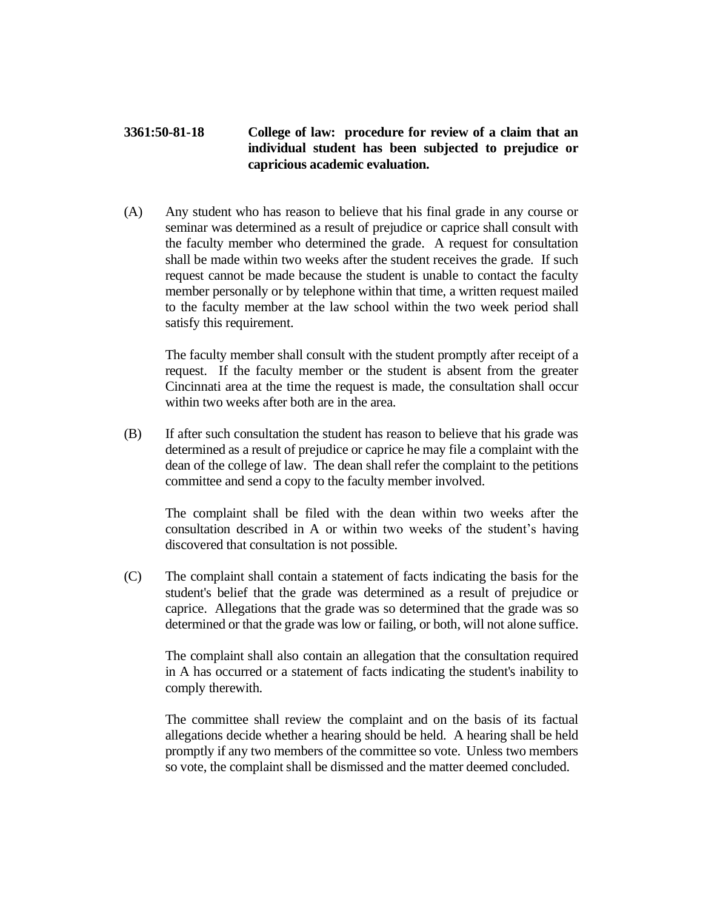**3361:50-81-18 College of law: procedure for review of a claim that an individual student has been subjected to prejudice or capricious academic evaluation.**

(A) Any student who has reason to believe that his final grade in any course or seminar was determined as a result of prejudice or caprice shall consult with the faculty member who determined the grade. A request for consultation shall be made within two weeks after the student receives the grade. If such request cannot be made because the student is unable to contact the faculty member personally or by telephone within that time, a written request mailed to the faculty member at the law school within the two week period shall satisfy this requirement.

The faculty member shall consult with the student promptly after receipt of a request. If the faculty member or the student is absent from the greater Cincinnati area at the time the request is made, the consultation shall occur within two weeks after both are in the area.

(B) If after such consultation the student has reason to believe that his grade was determined as a result of prejudice or caprice he may file a complaint with the dean of the college of law. The dean shall refer the complaint to the petitions committee and send a copy to the faculty member involved.

The complaint shall be filed with the dean within two weeks after the consultation described in A or within two weeks of the student's having discovered that consultation is not possible.

(C) The complaint shall contain a statement of facts indicating the basis for the student's belief that the grade was determined as a result of prejudice or caprice. Allegations that the grade was so determined that the grade was so determined or that the grade was low or failing, or both, will not alone suffice.

The complaint shall also contain an allegation that the consultation required in A has occurred or a statement of facts indicating the student's inability to comply therewith.

The committee shall review the complaint and on the basis of its factual allegations decide whether a hearing should be held. A hearing shall be held promptly if any two members of the committee so vote. Unless two members so vote, the complaint shall be dismissed and the matter deemed concluded.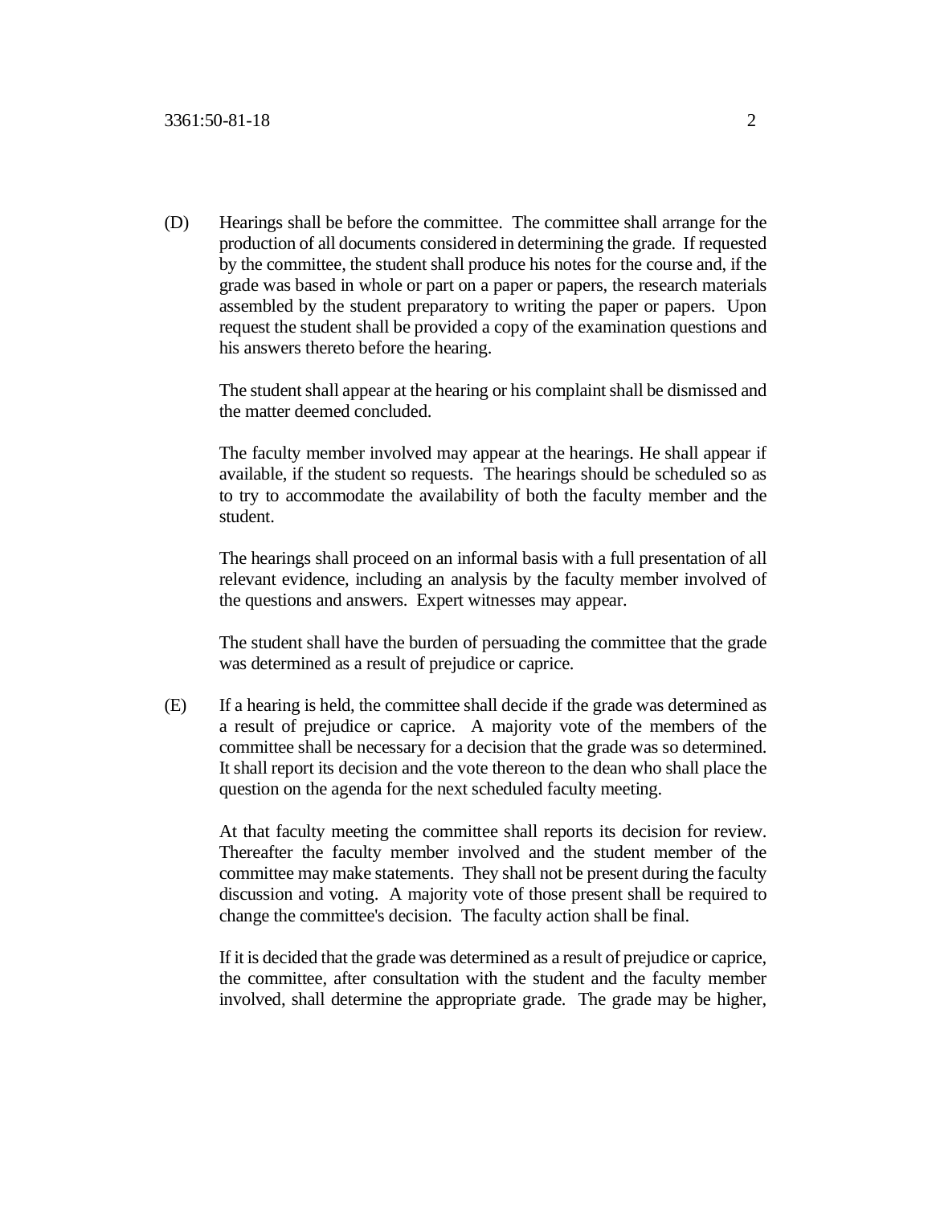(D) Hearings shall be before the committee. The committee shall arrange for the production of all documents considered in determining the grade. If requested by the committee, the student shall produce his notes for the course and, if the grade was based in whole or part on a paper or papers, the research materials assembled by the student preparatory to writing the paper or papers. Upon request the student shall be provided a copy of the examination questions and his answers thereto before the hearing.

The student shall appear at the hearing or his complaint shall be dismissed and the matter deemed concluded.

The faculty member involved may appear at the hearings. He shall appear if available, if the student so requests. The hearings should be scheduled so as to try to accommodate the availability of both the faculty member and the student.

The hearings shall proceed on an informal basis with a full presentation of all relevant evidence, including an analysis by the faculty member involved of the questions and answers. Expert witnesses may appear.

The student shall have the burden of persuading the committee that the grade was determined as a result of prejudice or caprice.

(E) If a hearing is held, the committee shall decide if the grade was determined as a result of prejudice or caprice. A majority vote of the members of the committee shall be necessary for a decision that the grade was so determined. It shall report its decision and the vote thereon to the dean who shall place the question on the agenda for the next scheduled faculty meeting.

At that faculty meeting the committee shall reports its decision for review. Thereafter the faculty member involved and the student member of the committee may make statements. They shall not be present during the faculty discussion and voting. A majority vote of those present shall be required to change the committee's decision. The faculty action shall be final.

If it is decided that the grade was determined as a result of prejudice or caprice, the committee, after consultation with the student and the faculty member involved, shall determine the appropriate grade. The grade may be higher,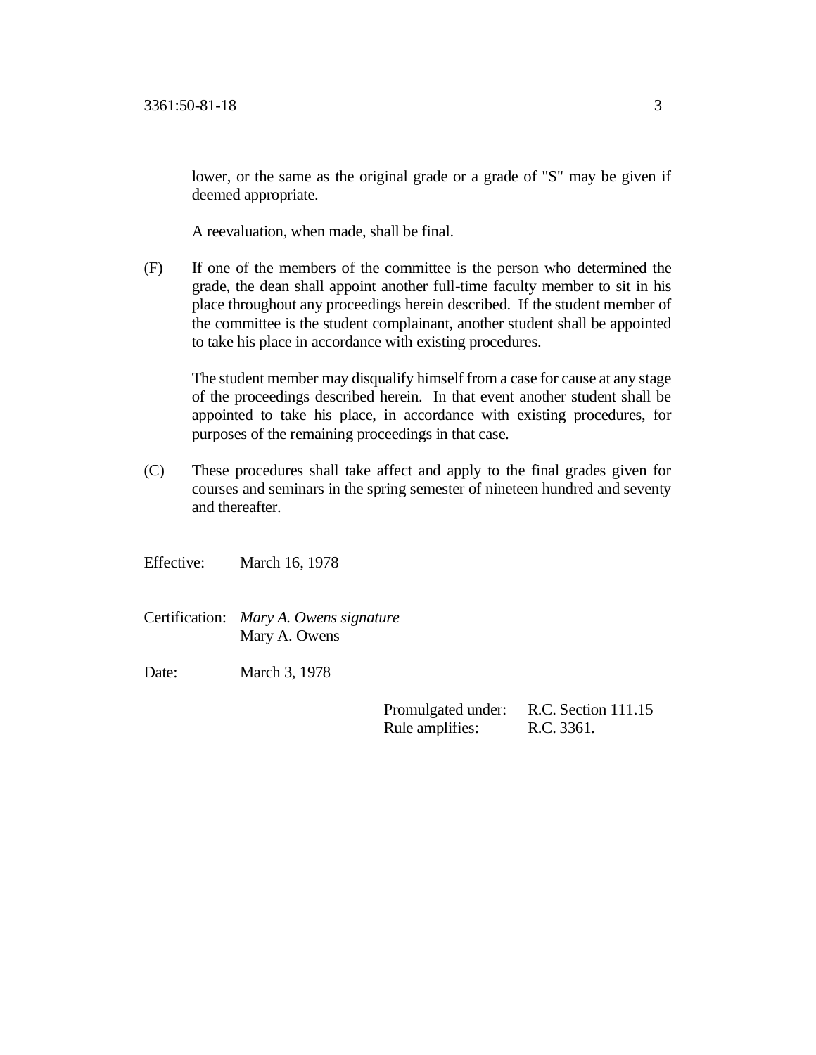lower, or the same as the original grade or a grade of "S" may be given if deemed appropriate.

A reevaluation, when made, shall be final.

(F) If one of the members of the committee is the person who determined the grade, the dean shall appoint another full-time faculty member to sit in his place throughout any proceedings herein described. If the student member of the committee is the student complainant, another student shall be appointed to take his place in accordance with existing procedures.

The student member may disqualify himself from a case for cause at any stage of the proceedings described herein. In that event another student shall be appointed to take his place, in accordance with existing procedures, for purposes of the remaining proceedings in that case.

(C) These procedures shall take affect and apply to the final grades given for courses and seminars in the spring semester of nineteen hundred and seventy and thereafter.

Effective: March 16, 1978

Certification: *Mary A. Owens signature*
Mary A. Owens

Date: March 3, 1978

Promulgated under: R.C. Section 111.15
Rule amplifies: R.C. 3361.